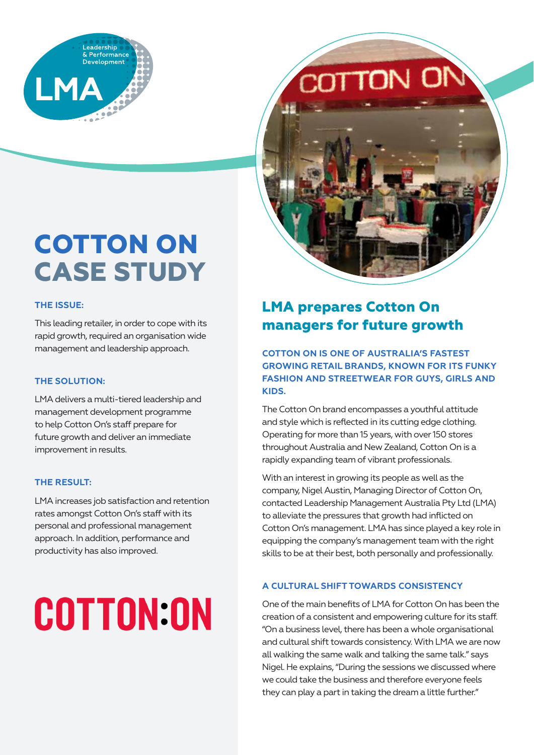# COTTON ON CASE STUDY

### THE ISSUE:

This leading retailer, in order to cope with its rapid growth, required an organisation wide management and leadership approach.

### THE SOLUTION:

LMA delivers a multi-tiered leadership and management development programme to help Cotton On's staff prepare for future growth and deliver an immediate improvement in results.

### THE RESULT:

LMA increases job satisfaction and retention rates amongst Cotton On's staff with its personal and professional management approach. In addition, performance and productivity has also improved.

## LMA prepares Cotton On managers for future growth

**COTTON ON IS ONE OF AUSTRALIA'S FASTEST GROWING RETAIL BRANDS, KNOWN FOR ITS FUNKY FASHION AND STREETWEAR FOR GUYS, GIRLS AND KIDS.**

The Cotton On brand encompasses a youthful attitude and style which is reflected in its cutting edge clothing. Operating for more than 15 years, with over 150 stores throughout Australia and New Zealand, Cotton On is a rapidly expanding team of vibrant professionals.

With an interest in growing its people as well as the company, Nigel Austin, Managing Director of Cotton On, contacted Leadership Management Australia Pty Ltd (LMA) to alleviate the pressures that growth had inflicted on Cotton On's management. LMA has since played a key role in equipping the company's management team with the right skills to be at their best, both personally and professionally.

### A CULTURAL SHIFT TOWARDS CONSISTENCY

One of the main benefits of LMA for Cotton On has been the creation of a consistent and empowering culture for its staff. "On a business level, there has been a whole organisational and cultural shift towards consistency. With LMA we are now all walking the same walk and talking the same talk." says Nigel. He explains, "During the sessions we discussed where we could take the business and therefore everyone feels they can play a part in taking the dream a little further."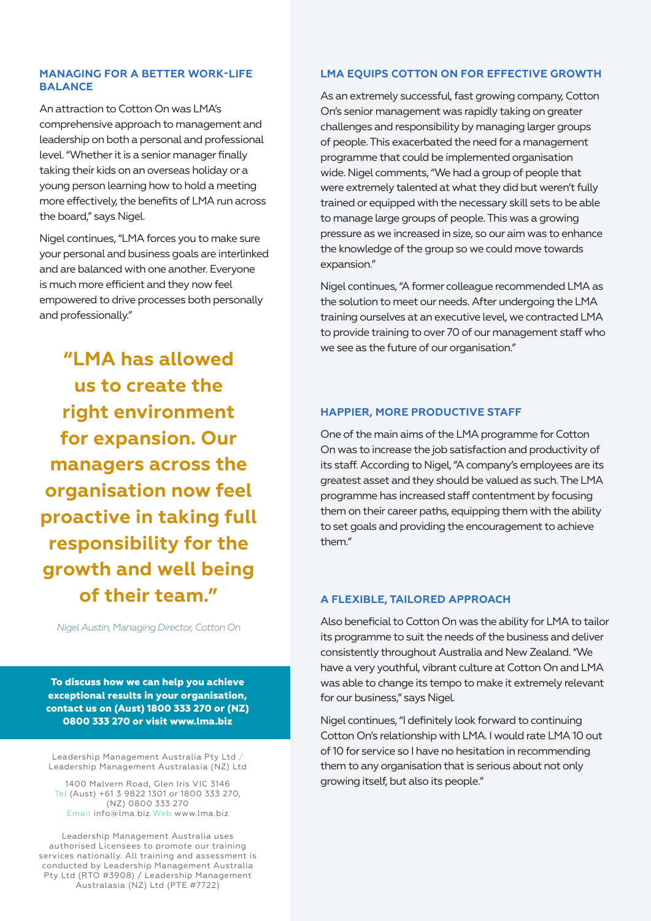## MANAGING FOR A BETTER WORK-LIFE BALANCE

An attraction to Cotton On was LMA's comprehensive approach to management and leadership on both a personal and professional level. "Whether it is a senior manager finally taking their kids on an overseas holiday or a young person learning how to hold a meeting more effectively, the benefits of LMA run across the board," says Nigel.

Nigel continues, "LMA forces you to make sure your personal and business goals are interlinked and are balanced with one another. Everyone is much more efficient and they now feel empowered to drive processes both personally and professionally."

> **"LMA has allowed us to create the right environment for expansion. Our managers across the organisation now feel proactive in taking full responsibility for the growth and well being of their team."**
>
> *Nigel Austin, Managing Director, Cotton On*

**To discuss how we can help you achieve exceptional results in your organisation, contact us on (Aust) 1800 333 270 or (NZ) 0800 333 270 or visit www.lma.biz**

Leadership Management Australia Pty Ltd / Leadership Management Australasia (NZ) Ltd

1400 Malvern Road, Glen Iris VIC 3146
Tel (Aust) +61 3 9822 1301 or 1800 333 270, (NZ) 0800 333 270
Email info@lma.biz Web www.lma.biz

Leadership Management Australia uses authorised Licensees to promote our training services nationally. All training and assessment is conducted by Leadership Management Australia Pty Ltd (RTO #3908) / Leadership Management Australasia (NZ) Ltd (PTE #7722)

## LMA EQUIPS COTTON ON FOR EFFECTIVE GROWTH

As an extremely successful, fast growing company, Cotton On's senior management was rapidly taking on greater challenges and responsibility by managing larger groups of people. This exacerbated the need for a management programme that could be implemented organisation wide. Nigel comments, "We had a group of people that were extremely talented at what they did but weren't fully trained or equipped with the necessary skill sets to be able to manage large groups of people. This was a growing pressure as we increased in size, so our aim was to enhance the knowledge of the group so we could move towards expansion."

Nigel continues, "A former colleague recommended LMA as the solution to meet our needs. After undergoing the LMA training ourselves at an executive level, we contracted LMA to provide training to over 70 of our management staff who we see as the future of our organisation."

## HAPPIER, MORE PRODUCTIVE STAFF

One of the main aims of the LMA programme for Cotton On was to increase the job satisfaction and productivity of its staff. According to Nigel, "A company's employees are its greatest asset and they should be valued as such. The LMA programme has increased staff contentment by focusing them on their career paths, equipping them with the ability to set goals and providing the encouragement to achieve them."

## A FLEXIBLE, TAILORED APPROACH

Also beneficial to Cotton On was the ability for LMA to tailor its programme to suit the needs of the business and deliver consistently throughout Australia and New Zealand. "We have a very youthful, vibrant culture at Cotton On and LMA was able to change its tempo to make it extremely relevant for our business," says Nigel.

Nigel continues, "I definitely look forward to continuing Cotton On's relationship with LMA. I would rate LMA 10 out of 10 for service so I have no hesitation in recommending them to any organisation that is serious about not only growing itself, but also its people."